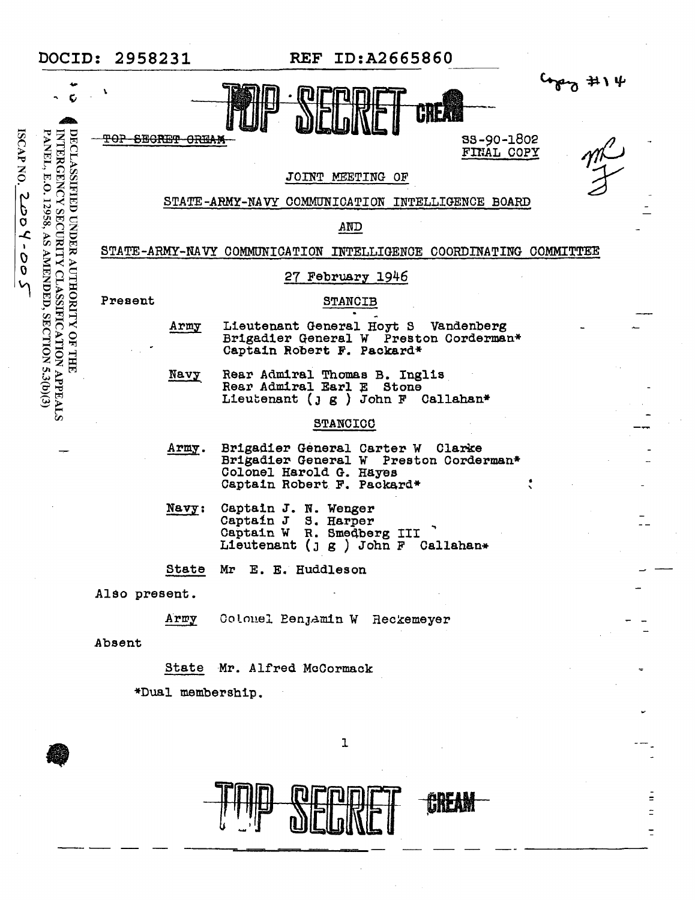DOCID: 2958231 REF ID:A2665860

Copy #14

TOP SECRET CREAM

~~TOP SECRET CREAM~~

SS-90-1802
FINAL COPY

DECLASSIFIED UNDER AUTHORITY OF THE INTERAGENCY SECURITY CLASSIFICATION APPEALS PANEL, E.O. 12958, AS AMENDED, SECTION 5.3(b)(3)

ISCAP NO. 2004-005

JOINT MEETING OF

STATE-ARMY-NAVY COMMUNICATION INTELLIGENCE BOARD

AND

STATE-ARMY-NAVY COMMUNICATION INTELLIGENCE COORDINATING COMMITTEE

27 February 1946

Present

STANCIB

Army
- Lieutenant General Hoyt S Vandenberg
- Brigadier General W Preston Corderman*
- Captain Robert F. Packard*

Navy
- Rear Admiral Thomas B. Inglis
- Rear Admiral Earl E Stone
- Lieutenant (j g ) John F Callahan*

STANCICC

Army.
- Brigadier General Carter W Clarke
- Brigadier General W Preston Corderman*
- Colonel Harold G. Hayes
- Captain Robert F. Packard*

Navy:
- Captain J. N. Wenger
- Captain J S. Harper
- Captain W R. Smedberg III
- Lieutenant (j g ) John F Callahan*

State
- Mr E. E. Huddleson

Also present.

Army
- Colonel Benjamin W Heckemeyer

Absent

State
- Mr. Alfred McCormack

*Dual membership.

TOP SECRET CREAM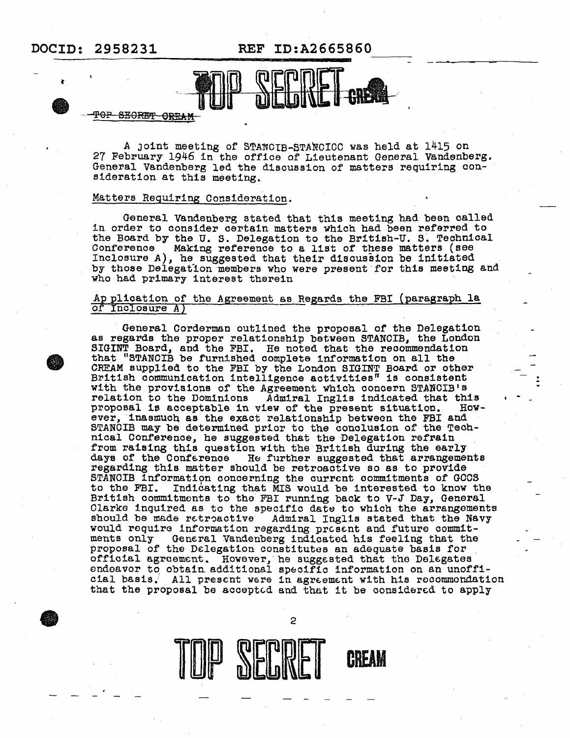TOP SECRET CREAM

A joint meeting of STANCIB-STANCICC was held at 1415 on 27 February 1946 in the office of Lieutenant General Vandenberg. General Vandenberg led the discussion of matters requiring consideration at this meeting.

Matters Requiring Consideration.

General Vandenberg stated that this meeting had been called in order to consider certain matters which had been referred to the Board by the U. S. Delegation to the British-U. S. Technical Conference Making reference to a list of these matters (see Inclosure A), he suggested that their discussion be initiated by those Delegation members who were present for this meeting and who had primary interest therein

Application of the Agreement as Regards the FBI (paragraph 1a of Inclosure A)

General Corderman outlined the proposal of the Delegation as regards the proper relationship between STANCIB, the London SIGINT Board, and the FBI. He noted that the recommendation that "STANCIB be furnished complete information on all the CREAM supplied to the FBI by the London SIGINT Board or other British communication intelligence activities" is consistent with the provisions of the Agreement which concern STANCIB's relation to the Dominions Admiral Inglis indicated that this proposal is acceptable in view of the present situation. However, inasmuch as the exact relationship between the FBI and STANCIB may be determined prior to the conclusion of the Technical Conference, he suggested that the Delegation refrain from raising this question with the British during the early days of the Conference He further suggested that arrangements regarding this matter should be retroactive so as to provide STANCIB information concerning the current commitments of GCCS to the FBI. Indicating that MIS would be interested to know the British commitments to the FBI running back to V-J Day, General Clarke inquired as to the specific date to which the arrangements should be made retroactive Admiral Inglis stated that the Navy would require information regarding present and future commitments only General Vandenberg indicated his feeling that the proposal of the Delegation constitutes an adequate basis for official agreement. However, he suggested that the Delegates endeavor to obtain additional specific information on an unofficial basis. All present were in agreement with his recommendation that the proposal be accepted and that it be considered to apply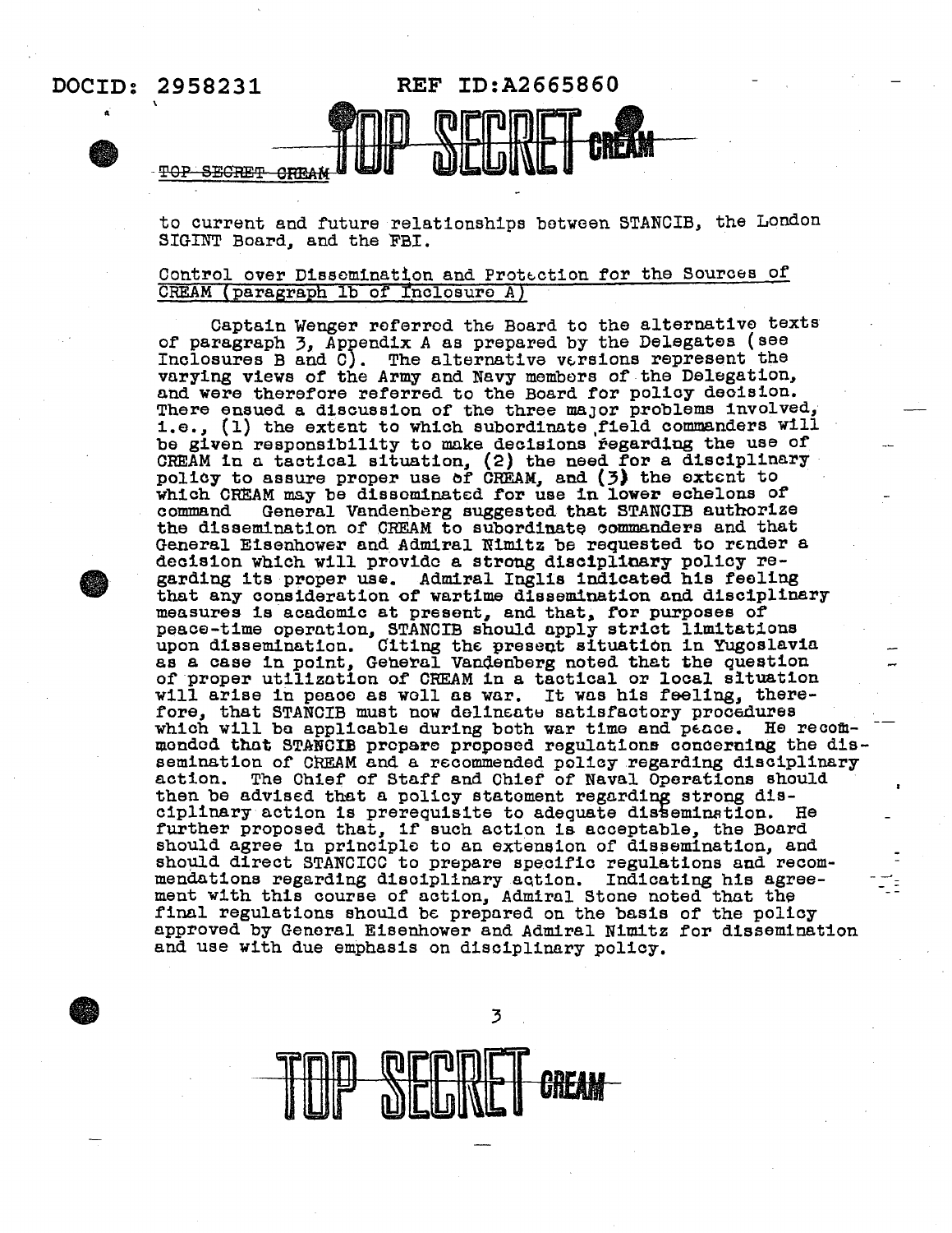to current and future relationships between STANCIB, the London SIGINT Board, and the FBI.

Control over Dissemination and Protection for the Sources of CREAM (paragraph 1b of Inclosure A)

Captain Wenger referred the Board to the alternative texts of paragraph 3, Appendix A as prepared by the Delegates (see Inclosures B and C). The alternative versions represent the varying views of the Army and Navy members of the Delegation, and were therefore referred to the Board for policy decision. There ensued a discussion of the three major problems involved, i.e., (1) the extent to which subordinate field commanders will be given responsibility to make decisions regarding the use of CREAM in a tactical situation, (2) the need for a disciplinary policy to assure proper use of CREAM, and (3) the extent to which CREAM may be disseminated for use in lower echelons of command. General Vandenberg suggested that STANCIB authorize the dissemination of CREAM to subordinate commanders and that General Eisenhower and Admiral Nimitz be requested to render a decision which will provide a strong disciplinary policy regarding its proper use. Admiral Inglis indicated his feeling that any consideration of wartime dissemination and disciplinary measures is academic at present, and that, for purposes of peace-time operation, STANCIB should apply strict limitations upon dissemination. Citing the present situation in Yugoslavia as a case in point, General Vandenberg noted that the question of proper utilization of CREAM in a tactical or local situation will arise in peace as well as war. It was his feeling, therefore, that STANCIB must now delineate satisfactory procedures which will be applicable during both war time and peace. He recommended that STANCIB prepare proposed regulations concerning the dissemination of CREAM and a recommended policy regarding disciplinary action. The Chief of Staff and Chief of Naval Operations should then be advised that a policy statement regarding strong disciplinary action is prerequisite to adequate dissemination. He further proposed that, if such action is acceptable, the Board should agree in principle to an extension of dissemination, and should direct STANCICC to prepare specific regulations and recommendations regarding disciplinary action. Indicating his agreement with this course of action, Admiral Stone noted that the final regulations should be prepared on the basis of the policy approved by General Eisenhower and Admiral Nimitz for dissemination and use with due emphasis on disciplinary policy.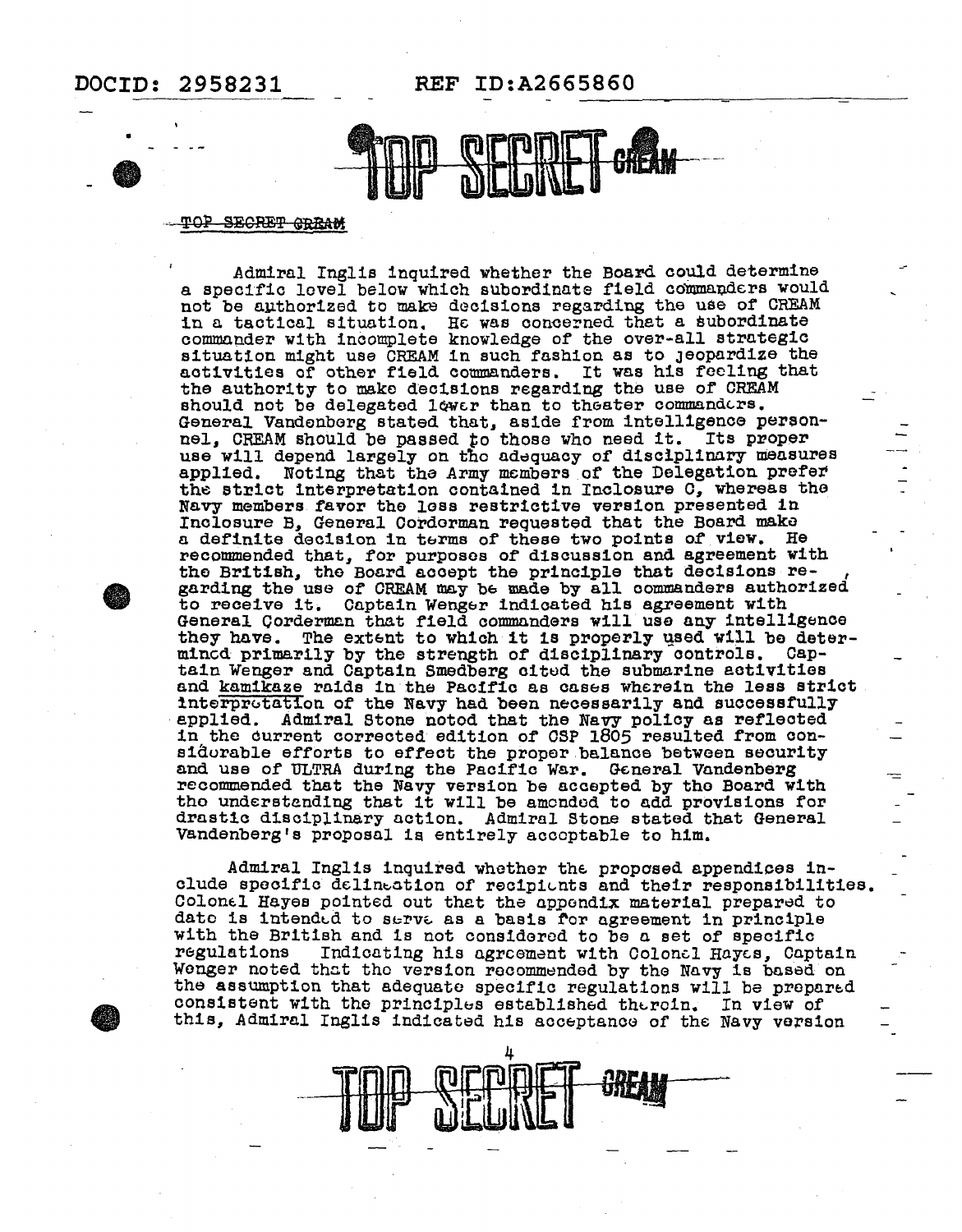TOP SECRET CREAM

Admiral Inglis inquired whether the Board could determine a specific level below which subordinate field commanders would not be authorized to make decisions regarding the use of CREAM in a tactical situation. He was concerned that a subordinate commander with incomplete knowledge of the over-all strategic situation might use CREAM in such fashion as to jeopardize the activities of other field commanders. It was his feeling that the authority to make decisions regarding the use of CREAM should not be delegated lower than to theater commanders. General Vandenberg stated that, aside from intelligence personnel, CREAM should be passed to those who need it. Its proper use will depend largely on the adequacy of disciplinary measures applied. Noting that the Army members of the Delegation prefer the strict interpretation contained in Inclosure C, whereas the Navy members favor the less restrictive version presented in Inclosure B, General Corderman requested that the Board make a definite decision in terms of these two points of view. He recommended that, for purposes of discussion and agreement with the British, the Board accept the principle that decisions regarding the use of CREAM may be made by all commanders authorized to receive it. Captain Wenger indicated his agreement with General Corderman that field commanders will use any intelligence they have. The extent to which it is properly used will be determined primarily by the strength of disciplinary controls. Captain Wenger and Captain Smedberg cited the submarine activities and kamikaze raids in the Pacific as cases wherein the less strict interpretation of the Navy had been necessarily and successfully applied. Admiral Stone noted that the Navy policy as reflected in the current corrected edition of CSP 1805 resulted from considerable efforts to effect the proper balance between security and use of ULTRA during the Pacific War. General Vandenberg recommended that the Navy version be accepted by the Board with the understanding that it will be amended to add provisions for drastic disciplinary action. Admiral Stone stated that General Vandenberg's proposal is entirely acceptable to him.

Admiral Inglis inquired whether the proposed appendices include specific delineation of recipients and their responsibilities. Colonel Hayes pointed out that the appendix material prepared to date is intended to serve as a basis for agreement in principle with the British and is not considered to be a set of specific regulations Indicating his agreement with Colonel Hayes, Captain Wenger noted that the version recommended by the Navy is based on the assumption that adequate specific regulations will be prepared consistent with the principles established therein. In view of this, Admiral Inglis indicated his acceptance of the Navy version

TOP SECRET CREAM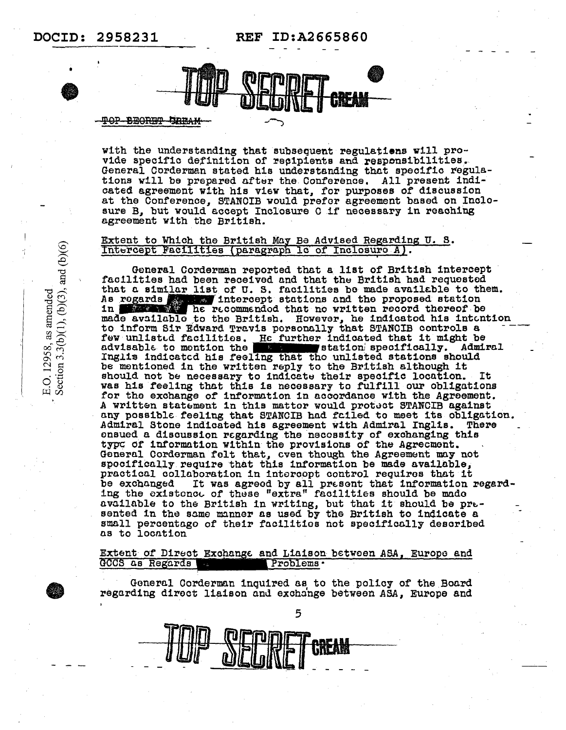with the understanding that subsequent regulations will provide specific definition of recipients and responsibilities. General Corderman stated his understanding that specific regulations will be prepared after the Conference. All present indicated agreement with his view that, for purposes of discussion at the Conference, STANCIB would prefer agreement based on Inclosure B, but would accept Inclosure C if necessary in reaching agreement with the British.

Extent to Which the British May Be Advised Regarding U. S. Intercept Facilities (paragraph 1c of Inclosure A).

General Corderman reported that a list of British intercept facilities had been received and that the British had requested that a similar list of U. S. facilities be made available to them. As regards [redacted] intercept stations and the proposed station in [redacted] he recommended that no written record thereof be made available to the British. However, he indicated his intention to inform Sir Edward Travis personally that STANCIB controls a few unlisted facilities. He further indicated that it might be advisable to mention the [redacted] station specifically. Admiral Inglis indicated his feeling that the unlisted stations should be mentioned in the written reply to the British although it should not be necessary to indicate their specific location. It was his feeling that this is necessary to fulfill our obligations for the exchange of information in accordance with the Agreement. A written statement in this matter would protect STANCIB against any possible feeling that STANCIB had failed to meet its obligation. Admiral Stone indicated his agreement with Admiral Inglis. There ensued a discussion regarding the necessity of exchanging this type of information within the provisions of the Agreement. General Corderman felt that, even though the Agreement may not specifically require that this information be made available, practical collaboration in intercept control requires that it be exchanged It was agreed by all present that information regarding the existence of these "extra" facilities should be made available to the British in writing, but that it should be presented in the same manner as used by the British to indicate a small percentage of their facilities not specifically described as to location

Extent of Direct Exchange and Liaison between ASA, Europe and GCCS as Regards [redacted] Problems.

General Corderman inquired as to the policy of the Board regarding direct liaison and exchange between ASA, Europe and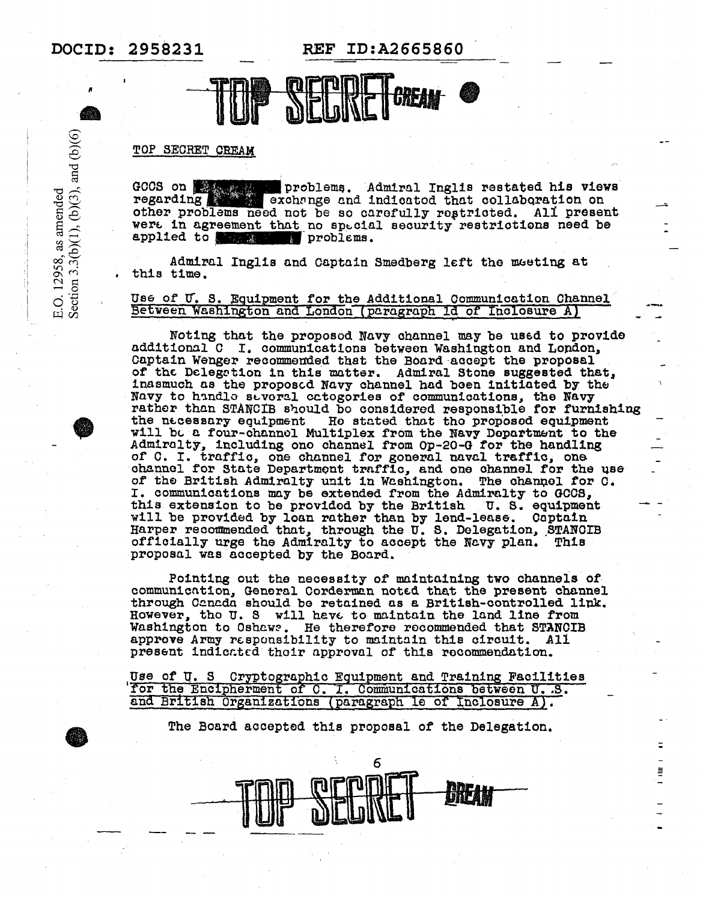TOP SECRET CREAM

GCCS on [redacted] problems. Admiral Inglis restated his views regarding [redacted] exchange and indicated that collaboration on other problems need not be so carefully restricted. All present were in agreement that no special security restrictions need be applied to [redacted] problems.

Admiral Inglis and Captain Smedberg left the meeting at this time.

Use of U. S. Equipment for the Additional Communication Channel Between Washington and London (paragraph 1d of Inclosure A)

Noting that the proposed Navy channel may be used to provide additional C I. communications between Washington and London, Captain Wenger recommended that the Board accept the proposal of the Delegation in this matter. Admiral Stone suggested that, inasmuch as the proposed Navy channel had been initiated by the Navy to handle several categories of communications, the Navy rather than STANCIB should be considered responsible for furnishing the necessary equipment He stated that the proposed equipment will be a four-channel Multiplex from the Navy Department to the Admiralty, including one channel from Op-20-G for the handling of C. I. traffic, one channel for general naval traffic, one channel for State Department traffic, and one channel for the use of the British Admiralty unit in Washington. The channel for C. I. communications may be extended from the Admiralty to GCCS, this extension to be provided by the British U. S. equipment will be provided by loan rather than by lend-lease. Captain Harper recommended that, through the U. S. Delegation, STANCIB officially urge the Admiralty to accept the Navy plan. This proposal was accepted by the Board.

Pointing out the necessity of maintaining two channels of communication, General Corderman noted that the present channel through Canada should be retained as a British-controlled link. However, the U. S will have to maintain the land line from Washington to Oshawa. He therefore recommended that STANCIB approve Army responsibility to maintain this circuit. All present indicated their approval of this recommendation.

Use of U. S Cryptographic Equipment and Training Facilities for the Encipherment of C. I. Communications between U. S. and British Organizations (paragraph 1e of Inclosure A).

The Board accepted this proposal of the Delegation.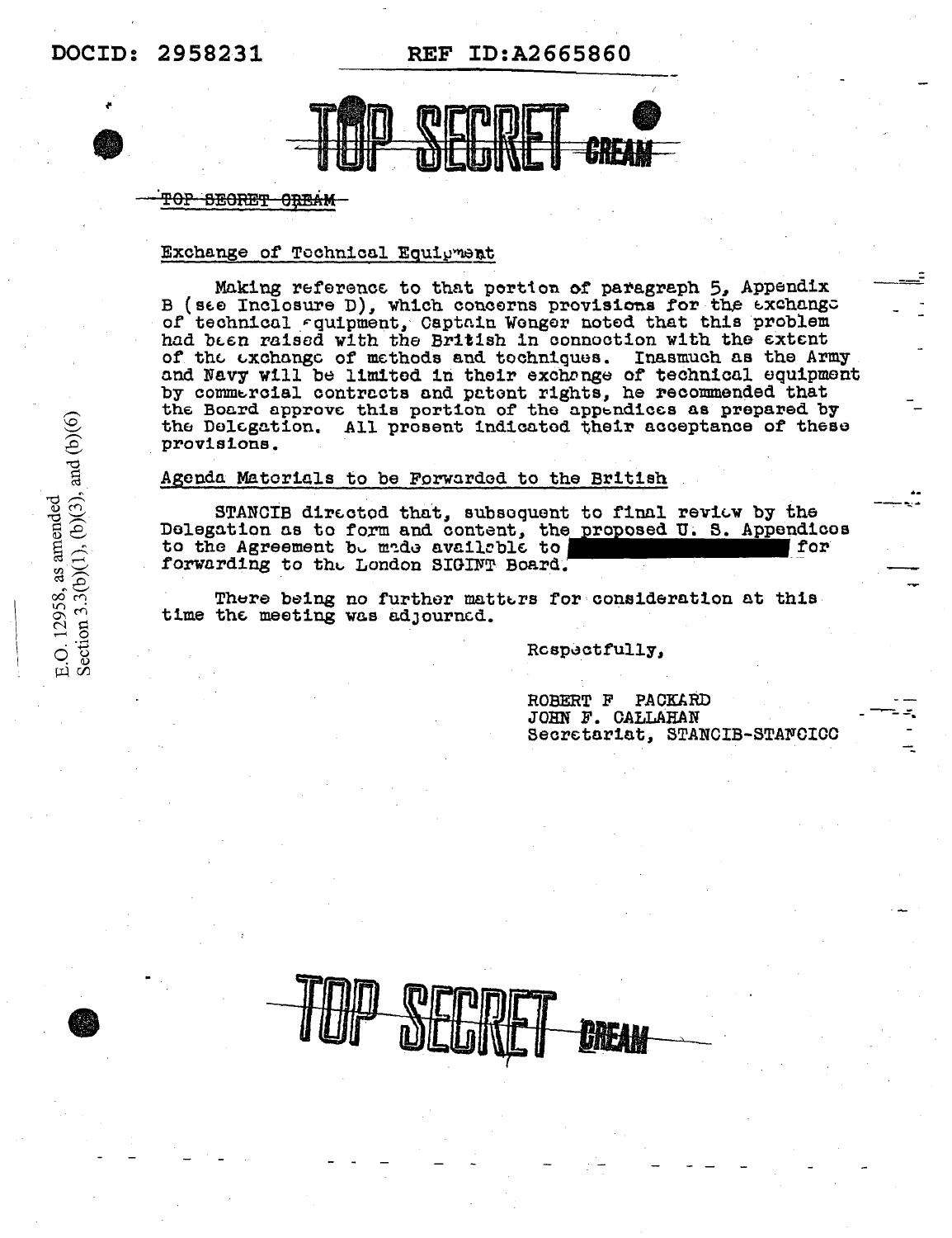TOP SECRET CREAM

~~TOP SECRET CREAM~~

Exchange of Technical Equipment

Making reference to that portion of paragraph 5, Appendix B (see Inclosure D), which concerns provisions for the exchange of technical equipment, Captain Wenger noted that this problem had been raised with the British in connection with the extent of the exchange of methods and techniques. Inasmuch as the Army and Navy will be limited in their exchange of technical equipment by commercial contracts and patent rights, he recommended that the Board approve this portion of the appendices as prepared by the Delegation. All present indicated their acceptance of these provisions.

Agenda Materials to be Forwarded to the British

STANCIB directed that, subsequent to final review by the Delegation as to form and content, the proposed U. S. Appendices to the Agreement be made available to [REDACTED] for forwarding to the London SIGINT Board.

There being no further matters for consideration at this time the meeting was adjourned.

Respectfully,

ROBERT F PACKARD
JOHN F. CALLAHAN
Secretariat, STANCIB-STANCICC

E.O. 12958, as amended Section 3.3(b)(1), (b)(3), and (b)(6)

TOP SECRET CREAM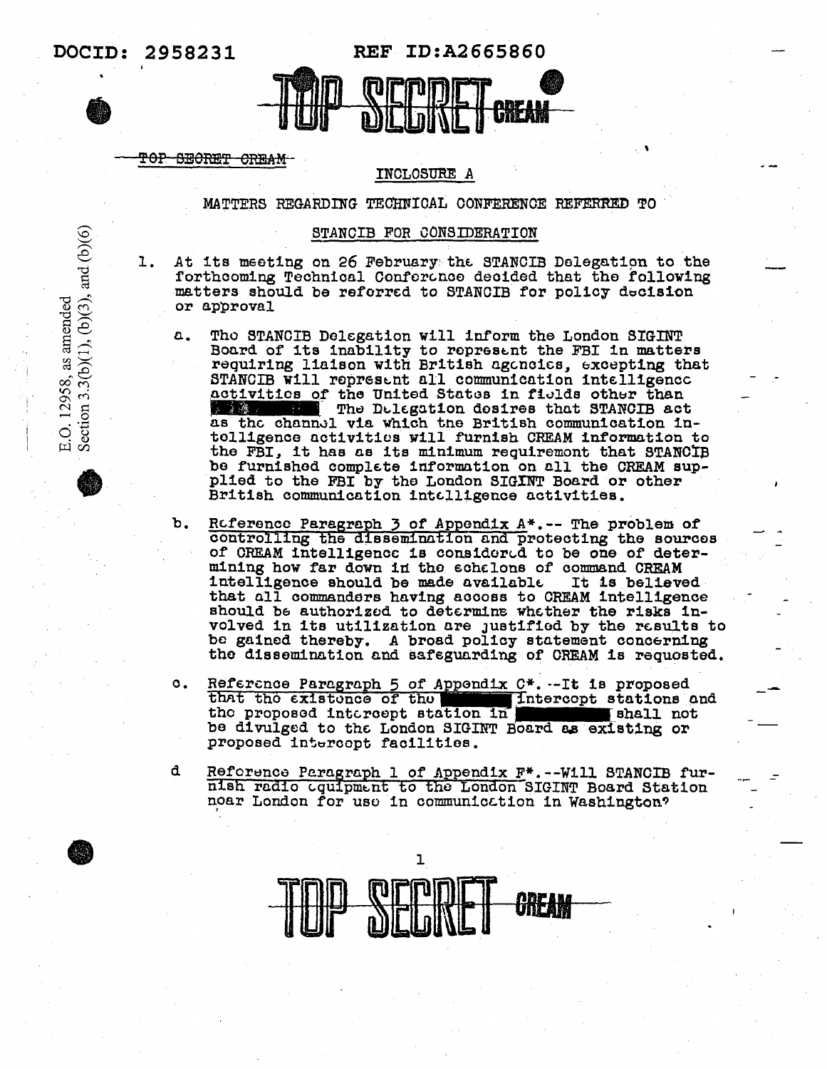TOP SECRET CREAM

## INCLOSURE A

### MATTERS REGARDING TECHNICAL CONFERENCE REFERRED TO STANCIB FOR CONSIDERATION

1. At its meeting on 26 February the STANCIB Delegation to the forthcoming Technical Conference decided that the following matters should be referred to STANCIB for policy decision or approval

   a. The STANCIB Delegation will inform the London SIGINT Board of its inability to represent the FBI in matters requiring liaison with British agencies, excepting that STANCIB will represent all communication intelligence activities of the United States in fields other than ██████████. The Delegation desires that STANCIB act as the channel via which the British communication intelligence activities will furnish CREAM information to the FBI, it has as its minimum requirement that STANCIB be furnished complete information on all the CREAM supplied to the FBI by the London SIGINT Board or other British communication intelligence activities.

   b. Reference Paragraph 3 of Appendix A*.-- The problem of controlling the dissemination and protecting the sources of CREAM intelligence is considered to be one of determining how far down in the echelons of command CREAM intelligence should be made available. It is believed that all commanders having access to CREAM intelligence should be authorized to determine whether the risks involved in its utilization are justified by the results to be gained thereby. A broad policy statement concerning the dissemination and safeguarding of CREAM is requested.

   c. Reference Paragraph 5 of Appendix C*.--It is proposed that the existence of the ██████ intercept stations and the proposed intercept station in ████████ shall not be divulged to the London SIGINT Board as existing or proposed intercept facilities.

   d. Reference Paragraph 1 of Appendix F*.--Will STANCIB furnish radio equipment to the London SIGINT Board Station near London for use in communication in Washington?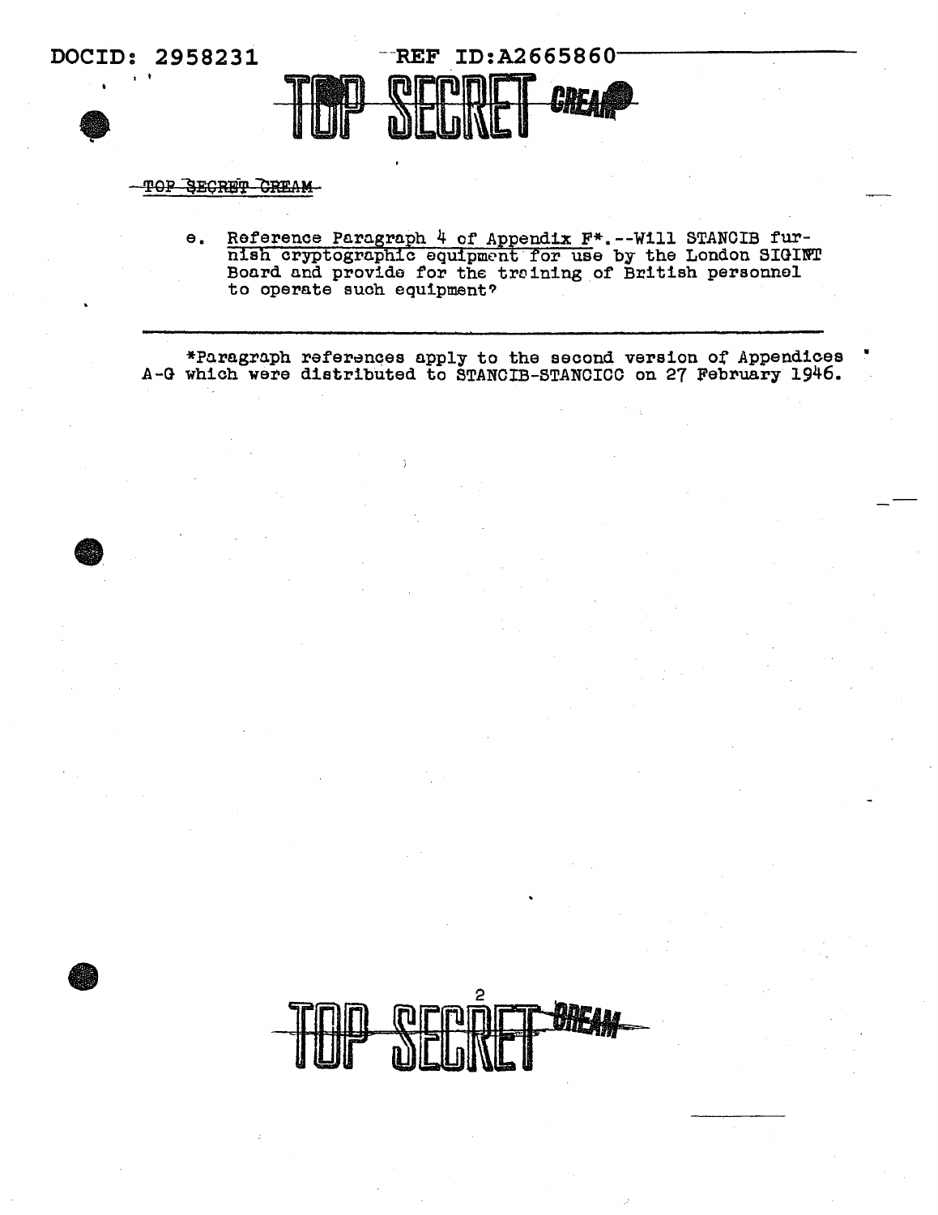TOP SECRET CREAM

e. Reference Paragraph 4 of Appendix F*.--Will STANCIB furnish cryptographic equipment for use by the London SIGINT Board and provide for the training of British personnel to operate such equipment?

---

*Paragraph references apply to the second version of Appendices A-G which were distributed to STANCIB-STANCICC on 27 February 1946.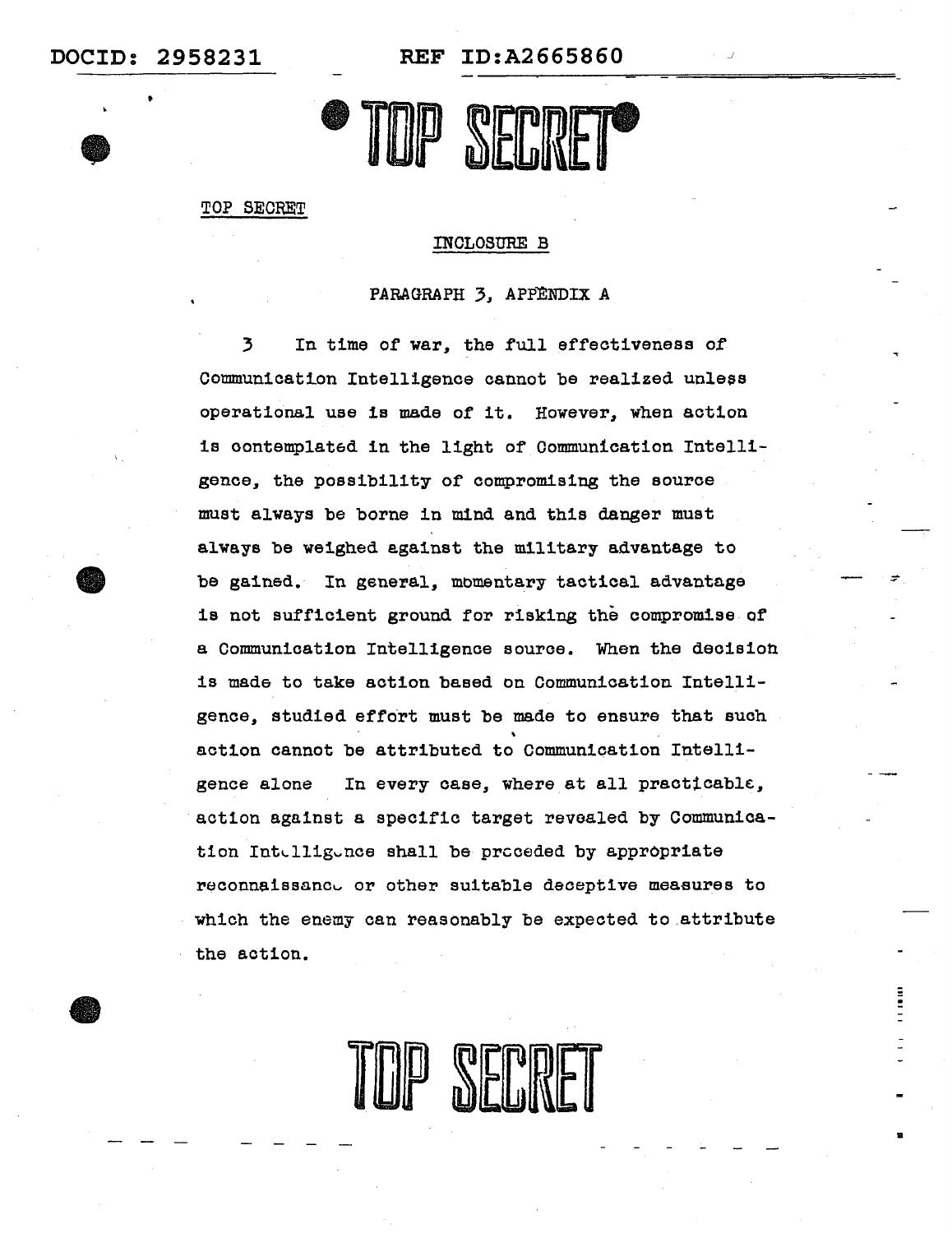TOP SECRET

TOP SECRET

INCLOSURE B

PARAGRAPH 3, APPENDIX A

3 In time of war, the full effectiveness of Communication Intelligence cannot be realized unless operational use is made of it. However, when action is contemplated in the light of Communication Intelligence, the possibility of compromising the source must always be borne in mind and this danger must always be weighed against the military advantage to be gained. In general, momentary tactical advantage is not sufficient ground for risking the compromise of a Communication Intelligence source. When the decision is made to take action based on Communication Intelligence, studied effort must be made to ensure that such action cannot be attributed to Communication Intelligence alone In every case, where at all practicable, action against a specific target revealed by Communication Intelligence shall be preceded by appropriate reconnaissance or other suitable deceptive measures to which the enemy can reasonably be expected to attribute the action.

TOP SECRET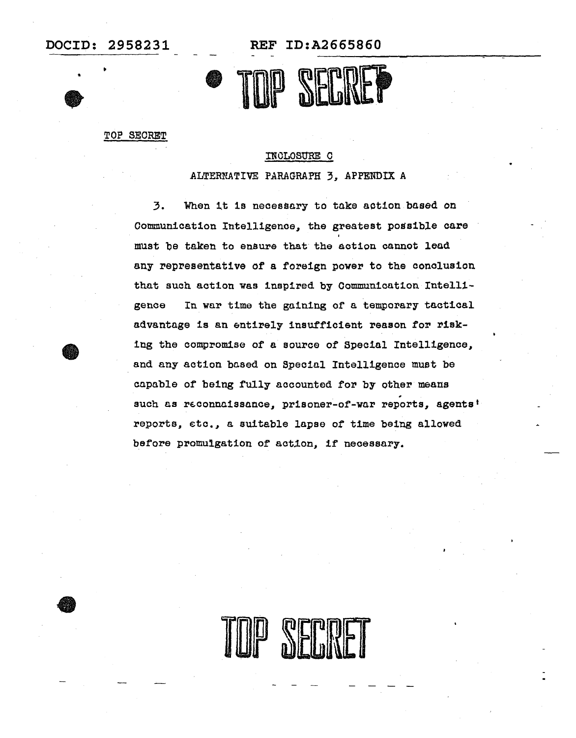TOP SECRET

INCLOSURE C

ALTERNATIVE PARAGRAPH 3, APPENDIX A

3. When it is necessary to take action based on Communication Intelligence, the greatest possible care must be taken to ensure that the action cannot lead any representative of a foreign power to the conclusion that such action was inspired by Communication Intelligence In war time the gaining of a temporary tactical advantage is an entirely insufficient reason for risking the compromise of a source of Special Intelligence, and any action based on Special Intelligence must be capable of being fully accounted for by other means such as reconnaissance, prisoner-of-war reports, agents' reports, etc., a suitable lapse of time being allowed before promulgation of action, if necessary.

TOP SECRET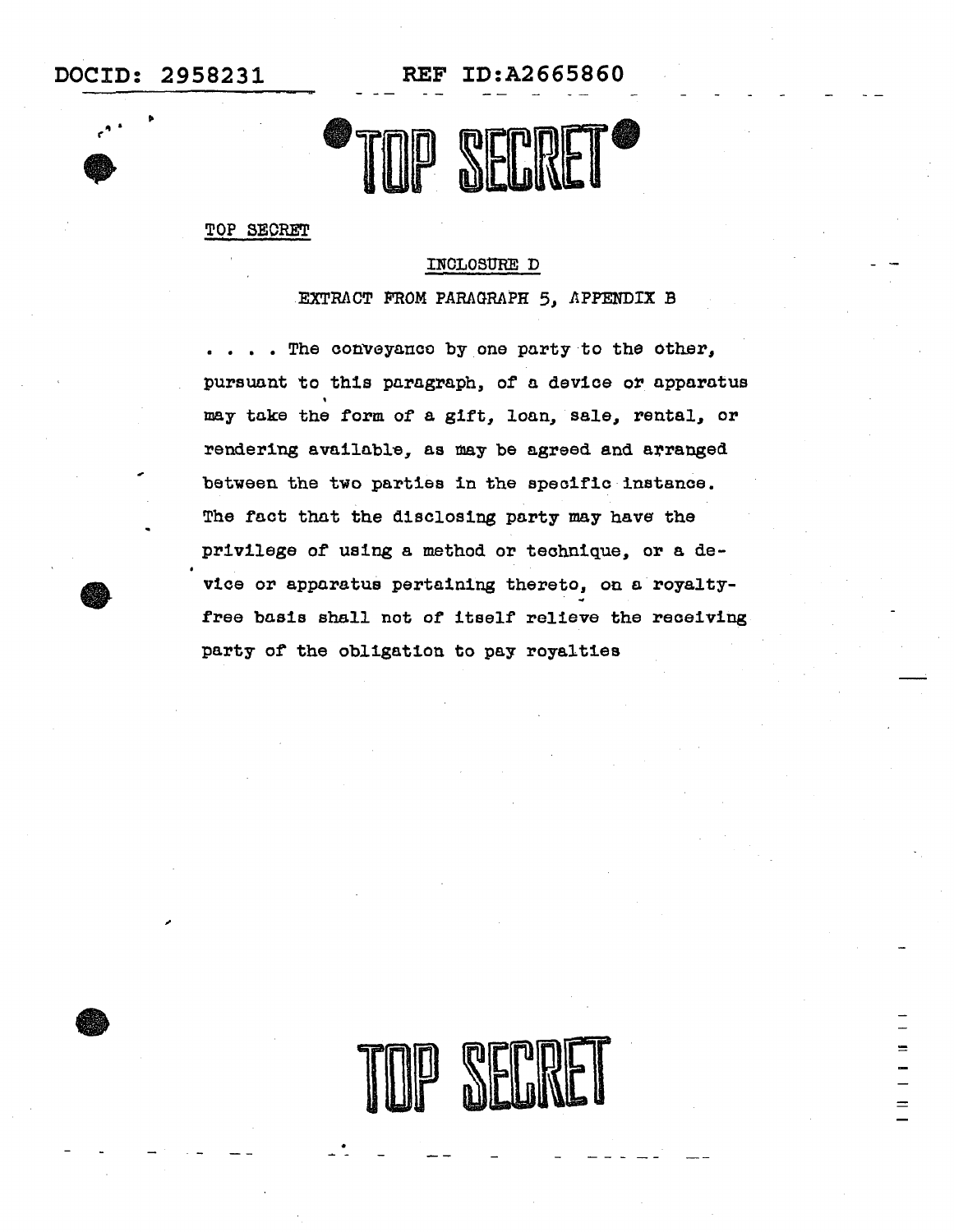TOP SECRET

INCLOSURE D

EXTRACT FROM PARAGRAPH 5, APPENDIX B

. . . . The conveyance by one party to the other, pursuant to this paragraph, of a device or apparatus may take the form of a gift, loan, sale, rental, or rendering available, as may be agreed and arranged between the two parties in the specific instance. The fact that the disclosing party may have the privilege of using a method or technique, or a device or apparatus pertaining thereto, on a royalty-free basis shall not of itself relieve the receiving party of the obligation to pay royalties